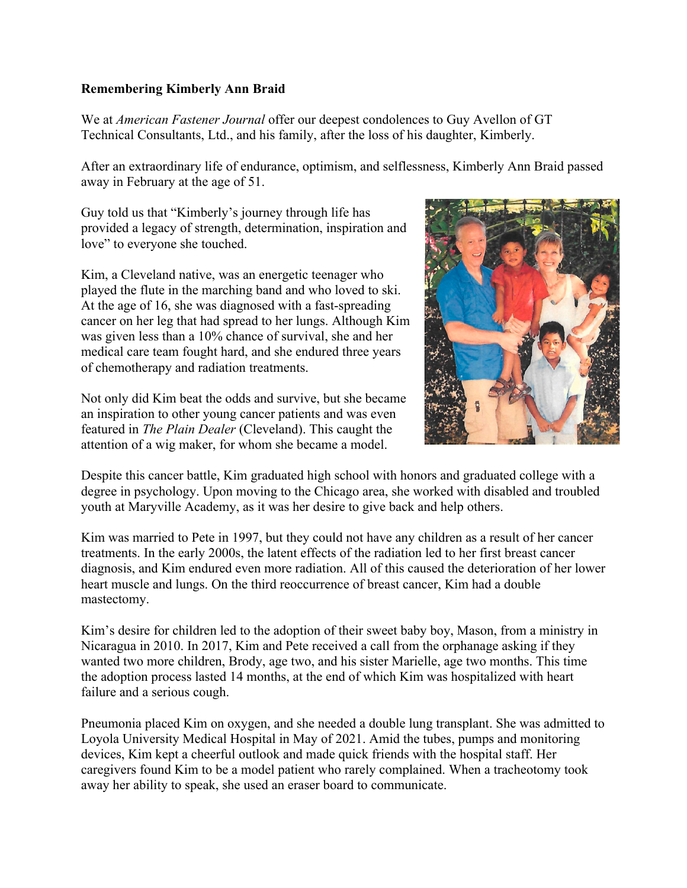**Remembering Kimberly Ann Braid**

We at *American Fastener Journal* offer our deepest condolences to Guy Avellon of GT Technical Consultants, Ltd., and his family, after the loss of his daughter, Kimberly.

After an extraordinary life of endurance, optimism, and selflessness, Kimberly Ann Braid passed away in February at the age of 51.

Guy told us that "Kimberly's journey through life has provided a legacy of strength, determination, inspiration and love" to everyone she touched.

Kim, a Cleveland native, was an energetic teenager who played the flute in the marching band and who loved to ski. At the age of 16, she was diagnosed with a fast-spreading cancer on her leg that had spread to her lungs. Although Kim was given less than a 10% chance of survival, she and her medical care team fought hard, and she endured three years of chemotherapy and radiation treatments.

Not only did Kim beat the odds and survive, but she became an inspiration to other young cancer patients and was even featured in *The Plain Dealer* (Cleveland). This caught the attention of a wig maker, for whom she became a model.

Despite this cancer battle, Kim graduated high school with honors and graduated college with a degree in psychology. Upon moving to the Chicago area, she worked with disabled and troubled youth at Maryville Academy, as it was her desire to give back and help others.

Kim was married to Pete in 1997, but they could not have any children as a result of her cancer treatments. In the early 2000s, the latent effects of the radiation led to her first breast cancer diagnosis, and Kim endured even more radiation. All of this caused the deterioration of her lower heart muscle and lungs. On the third reoccurrence of breast cancer, Kim had a double mastectomy.

Kim's desire for children led to the adoption of their sweet baby boy, Mason, from a ministry in Nicaragua in 2010. In 2017, Kim and Pete received a call from the orphanage asking if they wanted two more children, Brody, age two, and his sister Marielle, age two months. This time the adoption process lasted 14 months, at the end of which Kim was hospitalized with heart failure and a serious cough.

Pneumonia placed Kim on oxygen, and she needed a double lung transplant. She was admitted to Loyola University Medical Hospital in May of 2021. Amid the tubes, pumps and monitoring devices, Kim kept a cheerful outlook and made quick friends with the hospital staff. Her caregivers found Kim to be a model patient who rarely complained. When a tracheotomy took away her ability to speak, she used an eraser board to communicate.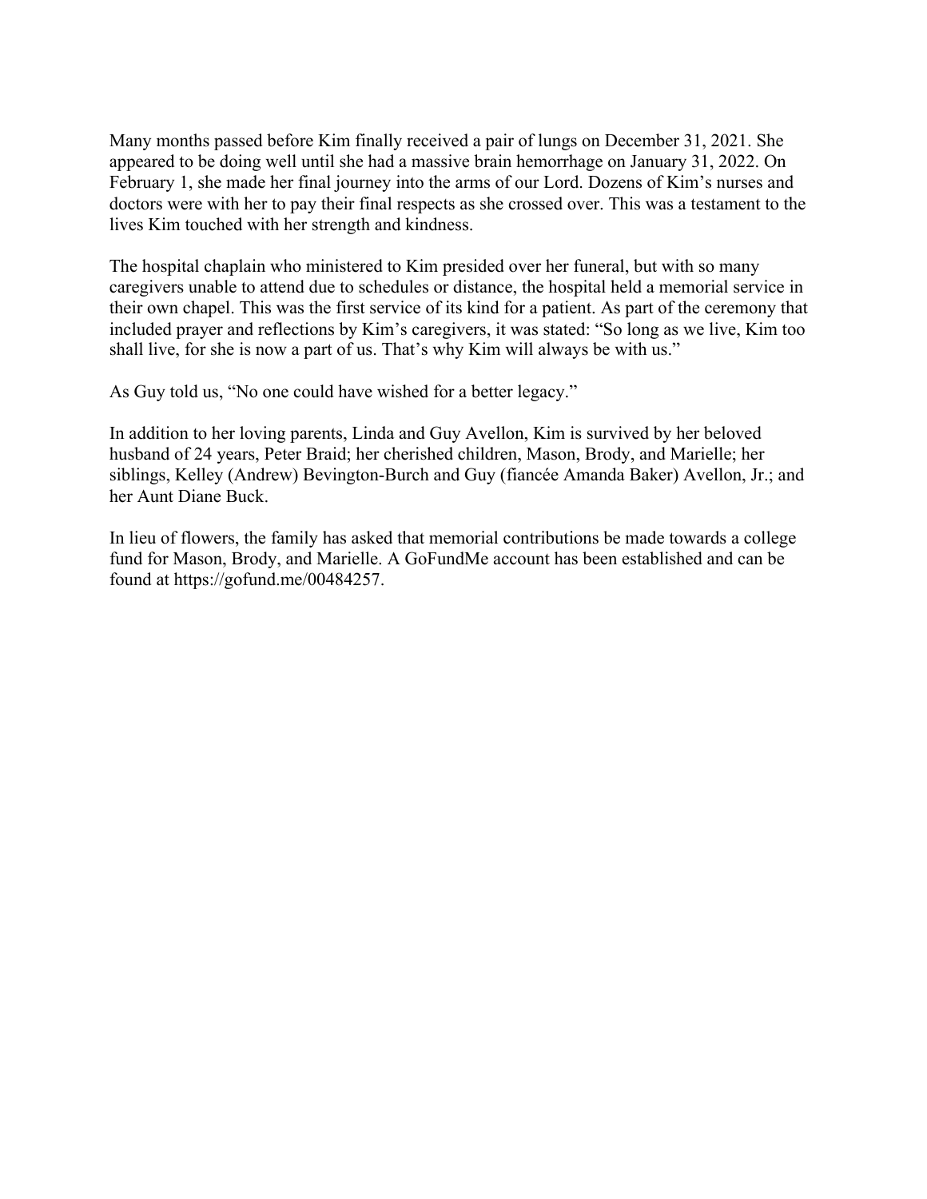Many months passed before Kim finally received a pair of lungs on December 31, 2021. She appeared to be doing well until she had a massive brain hemorrhage on January 31, 2022. On February 1, she made her final journey into the arms of our Lord. Dozens of Kim's nurses and doctors were with her to pay their final respects as she crossed over. This was a testament to the lives Kim touched with her strength and kindness.

The hospital chaplain who ministered to Kim presided over her funeral, but with so many caregivers unable to attend due to schedules or distance, the hospital held a memorial service in their own chapel. This was the first service of its kind for a patient. As part of the ceremony that included prayer and reflections by Kim's caregivers, it was stated: "So long as we live, Kim too shall live, for she is now a part of us. That's why Kim will always be with us."

As Guy told us, "No one could have wished for a better legacy."

In addition to her loving parents, Linda and Guy Avellon, Kim is survived by her beloved husband of 24 years, Peter Braid; her cherished children, Mason, Brody, and Marielle; her siblings, Kelley (Andrew) Bevington-Burch and Guy (fiancée Amanda Baker) Avellon, Jr.; and her Aunt Diane Buck.

In lieu of flowers, the family has asked that memorial contributions be made towards a college fund for Mason, Brody, and Marielle. A GoFundMe account has been established and can be found at https://gofund.me/00484257.